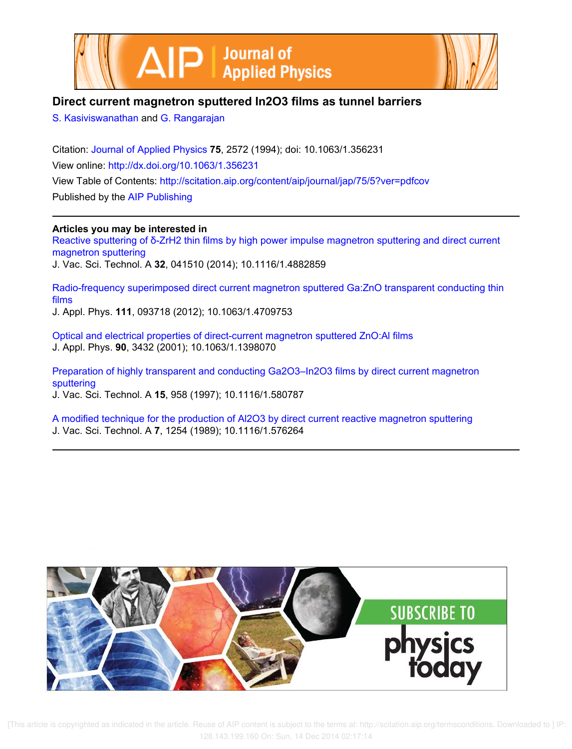# Direct current magnetron sputtered In2O3 films as tunnel barriers

S. Kasiviswanathan and G. Rangarajan

Citation: Journal of Applied Physics **75**, 2572 (1994); doi: 10.1063/1.356231

View online: http://dx.doi.org/10.1063/1.356231

View Table of Contents: http://scitation.aip.org/content/aip/journal/jap/75/5?ver=pdfcov

Published by the AIP Publishing

---

**Articles you may be interested in**

Reactive sputtering of δ-ZrH2 thin films by high power impulse magnetron sputtering and direct current magnetron sputtering
J. Vac. Sci. Technol. A **32**, 041510 (2014); 10.1116/1.4882859

Radio-frequency superimposed direct current magnetron sputtered Ga:ZnO transparent conducting thin films
J. Appl. Phys. **111**, 093718 (2012); 10.1063/1.4709753

Optical and electrical properties of direct-current magnetron sputtered ZnO:Al films
J. Appl. Phys. **90**, 3432 (2001); 10.1063/1.1398070

Preparation of highly transparent and conducting Ga2O3–In2O3 films by direct current magnetron sputtering
J. Vac. Sci. Technol. A **15**, 958 (1997); 10.1116/1.580787

A modified technique for the production of Al2O3 by direct current reactive magnetron sputtering
J. Vac. Sci. Technol. A **7**, 1254 (1989); 10.1116/1.576264

---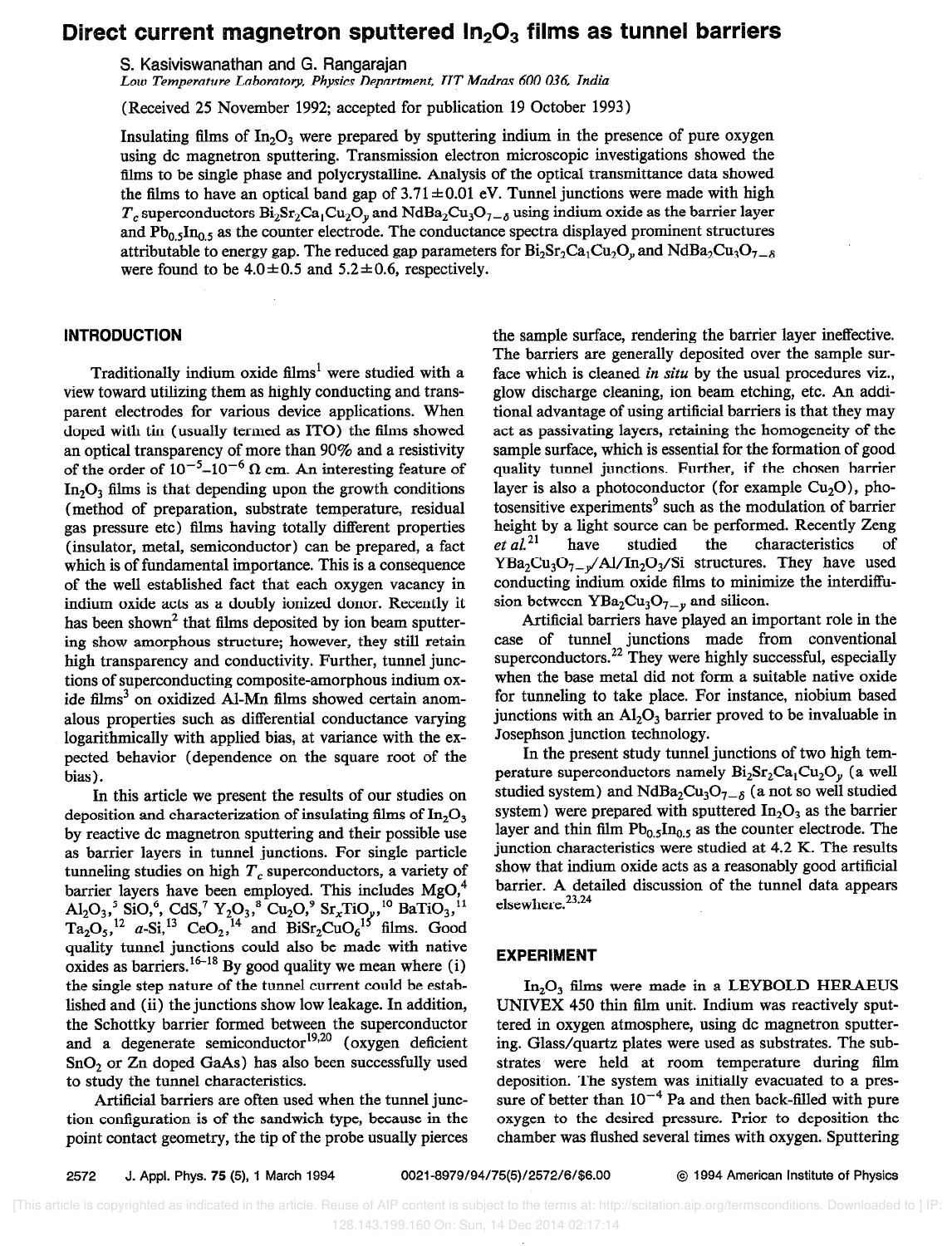# Direct current magnetron sputtered $In_2O_3$ films as tunnel barriers

S. Kasiviswanathan and G. Rangarajan

*Low Temperature Laboratory, Physics Department, IIT Madras 600 036, India*

(Received 25 November 1992; accepted for publication 19 October 1993)

Insulating films of $In_2O_3$ were prepared by sputtering indium in the presence of pure oxygen using dc magnetron sputtering. Transmission electron microscopic investigations showed the films to be single phase and polycrystalline. Analysis of the optical transmittance data showed the films to have an optical band gap of $3.71 \pm 0.01$ eV. Tunnel junctions were made with high $T_c$ superconductors $Bi_2Sr_2Ca_1Cu_2O_y$ and $NdBa_2Cu_3O_{7-\delta}$ using indium oxide as the barrier layer and $Pb_{0.5}In_{0.5}$ as the counter electrode. The conductance spectra displayed prominent structures attributable to energy gap. The reduced gap parameters for $Bi_2Sr_2Ca_1Cu_2O_y$ and $NdBa_2Cu_3O_{7-\delta}$ were found to be $4.0 \pm 0.5$ and $5.2 \pm 0.6$, respectively.

## INTRODUCTION

Traditionally indium oxide films[1] were studied with a view toward utilizing them as highly conducting and transparent electrodes for various device applications. When doped with tin (usually termed as ITO) the films showed an optical transparency of more than 90% and a resistivity of the order of $10^{-5}$–$10^{-6}$ $\Omega$ cm. An interesting feature of $In_2O_3$ films is that depending upon the growth conditions (method of preparation, substrate temperature, residual gas pressure etc) films having totally different properties (insulator, metal, semiconductor) can be prepared, a fact which is of fundamental importance. This is a consequence of the well established fact that each oxygen vacancy in indium oxide acts as a doubly ionized donor. Recently it has been shown[2] that films deposited by ion beam sputtering show amorphous structure; however, they still retain high transparency and conductivity. Further, tunnel junctions of superconducting composite-amorphous indium oxide films[3] on oxidized Al-Mn films showed certain anomalous properties such as differential conductance varying logarithmically with applied bias, at variance with the expected behavior (dependence on the square root of the bias).

In this article we present the results of our studies on deposition and characterization of insulating films of $In_2O_3$ by reactive dc magnetron sputtering and their possible use as barrier layers in tunnel junctions. For single particle tunneling studies on high $T_c$ superconductors, a variety of barrier layers have been employed. This includes MgO,[4] $Al_2O_3$,[5] $SiO$,[6] CdS,[7] $Y_2O_3$,[8] $Cu_2O$,[9] $Sr_xTiO_y$,[10] $BaTiO_3$,[11] $Ta_2O_5$,[12] *a*-Si,[13] $CeO_2$,[14] and $BiSr_2CuO_6$[15] films. Good quality tunnel junctions could also be made with native oxides as barriers.[16–18] By good quality we mean where (i) the single step nature of the tunnel current could be established and (ii) the junctions show low leakage. In addition, the Schottky barrier formed between the superconductor and a degenerate semiconductor[19,20] (oxygen deficient $SnO_2$ or Zn doped GaAs) has also been successfully used to study the tunnel characteristics.

Artificial barriers are often used when the tunnel junction configuration is of the sandwich type, because in the point contact geometry, the tip of the probe usually pierces the sample surface, rendering the barrier layer ineffective. The barriers are generally deposited over the sample surface which is cleaned *in situ* by the usual procedures viz., glow discharge cleaning, ion beam etching, etc. An additional advantage of using artificial barriers is that they may act as passivating layers, retaining the homogeneity of the sample surface, which is essential for the formation of good quality tunnel junctions. Further, if the chosen barrier layer is also a photoconductor (for example $Cu_2O$), photosensitive experiments[9] such as the modulation of barrier height by a light source can be performed. Recently Zeng *et al.*[21] have studied the characteristics of $YBa_2Cu_3O_{7-y}$/Al/$In_2O_3$/Si structures. They have used conducting indium oxide films to minimize the interdiffusion between $YBa_2Cu_3O_{7-y}$ and silicon.

Artificial barriers have played an important role in the case of tunnel junctions made from conventional superconductors.[22] They were highly successful, especially when the base metal did not form a suitable native oxide for tunneling to take place. For instance, niobium based junctions with an $Al_2O_3$ barrier proved to be invaluable in Josephson junction technology.

In the present study tunnel junctions of two high temperature superconductors namely $Bi_2Sr_2Ca_1Cu_2O_y$ (a well studied system) and $NdBa_2Cu_3O_{7-\delta}$ (a not so well studied system) were prepared with sputtered $In_2O_3$ as the barrier layer and thin film $Pb_{0.5}In_{0.5}$ as the counter electrode. The junction characteristics were studied at 4.2 K. The results show that indium oxide acts as a reasonably good artificial barrier. A detailed discussion of the tunnel data appears elsewhere.[23,24]

## EXPERIMENT

$In_2O_3$ films were made in a LEYBOLD HERAEUS UNIVEX 450 thin film unit. Indium was reactively sputtered in oxygen atmosphere, using dc magnetron sputtering. Glass/quartz plates were used as substrates. The substrates were held at room temperature during film deposition. The system was initially evacuated to a pressure of better than $10^{-4}$ Pa and then back-filled with pure oxygen to the desired pressure. Prior to deposition the chamber was flushed several times with oxygen. Sputtering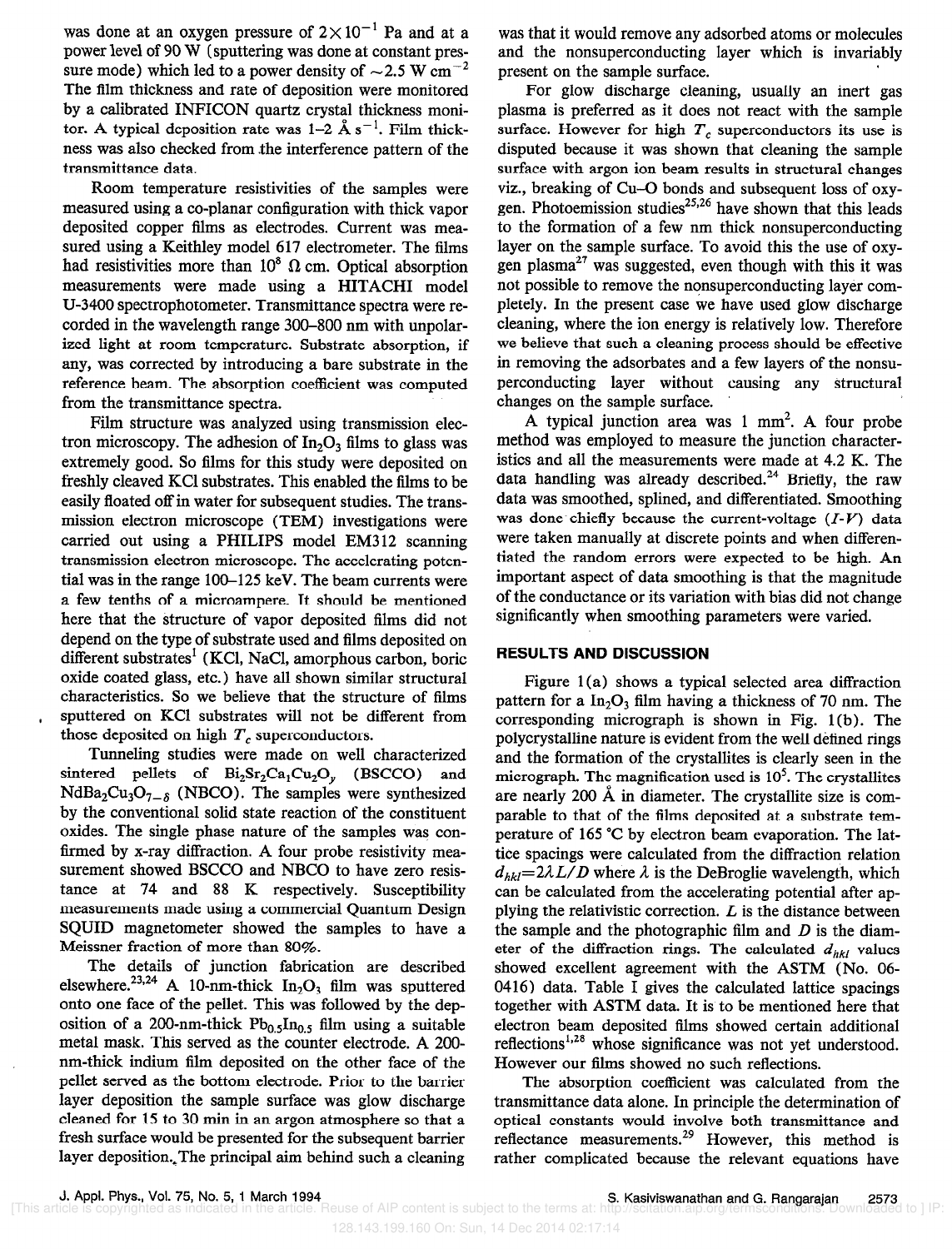was done at an oxygen pressure of $2\times10^{-1}$ Pa and at a power level of 90 W (sputtering was done at constant pressure mode) which led to a power density of $\sim$2.5 W cm$^{-2}$ The film thickness and rate of deposition were monitored by a calibrated INFICON quartz crystal thickness monitor. A typical deposition rate was 1–2 Å s$^{-1}$. Film thickness was also checked from the interference pattern of the transmittance data.

Room temperature resistivities of the samples were measured using a co-planar configuration with thick vapor deposited copper films as electrodes. Current was measured using a Keithley model 617 electrometer. The films had resistivities more than $10^8$ Ω cm. Optical absorption measurements were made using a HITACHI model U-3400 spectrophotometer. Transmittance spectra were recorded in the wavelength range 300–800 nm with unpolarized light at room temperature. Substrate absorption, if any, was corrected by introducing a bare substrate in the reference beam. The absorption coefficient was computed from the transmittance spectra.

Film structure was analyzed using transmission electron microscopy. The adhesion of $In_2O_3$ films to glass was extremely good. So films for this study were deposited on freshly cleaved KCl substrates. This enabled the films to be easily floated off in water for subsequent studies. The transmission electron microscope (TEM) investigations were carried out using a PHILIPS model EM312 scanning transmission electron microscope. The accelerating potential was in the range 100–125 keV. The beam currents were a few tenths of a microampere. It should be mentioned here that the structure of vapor deposited films did not depend on the type of substrate used and films deposited on different substrates[1] (KCl, NaCl, amorphous carbon, boric oxide coated glass, etc.) have all shown similar structural characteristics. So we believe that the structure of films sputtered on KCl substrates will not be different from those deposited on high $T_c$ superconductors.

Tunneling studies were made on well characterized sintered pellets of $Bi_2Sr_2Ca_1Cu_2O_y$ (BSCCO) and $NdBa_2Cu_3O_{7-\delta}$ (NBCO). The samples were synthesized by the conventional solid state reaction of the constituent oxides. The single phase nature of the samples was confirmed by x-ray diffraction. A four probe resistivity measurement showed BSCCO and NBCO to have zero resistance at 74 and 88 K respectively. Susceptibility measurements made using a commercial Quantum Design SQUID magnetometer showed the samples to have a Meissner fraction of more than 80%.

The details of junction fabrication are described elsewhere.[23,24] A 10-nm-thick $In_2O_3$ film was sputtered onto one face of the pellet. This was followed by the deposition of a 200-nm-thick $Pb_{0.5}In_{0.5}$ film using a suitable metal mask. This served as the counter electrode. A 200-nm-thick indium film deposited on the other face of the pellet served as the bottom electrode. Prior to the barrier layer deposition the sample surface was glow discharge cleaned for 15 to 30 min in an argon atmosphere so that a fresh surface would be presented for the subsequent barrier layer deposition. The principal aim behind such a cleaning was that it would remove any adsorbed atoms or molecules and the nonsuperconducting layer which is invariably present on the sample surface.

For glow discharge cleaning, usually an inert gas plasma is preferred as it does not react with the sample surface. However for high $T_c$ superconductors its use is disputed because it was shown that cleaning the sample surface with argon ion beam results in structural changes viz., breaking of Cu–O bonds and subsequent loss of oxygen. Photoemission studies[25,26] have shown that this leads to the formation of a few nm thick nonsuperconducting layer on the sample surface. To avoid this the use of oxygen plasma[27] was suggested, even though with this it was not possible to remove the nonsuperconducting layer completely. In the present case we have used glow discharge cleaning, where the ion energy is relatively low. Therefore we believe that such a cleaning process should be effective in removing the adsorbates and a few layers of the nonsuperconducting layer without causing any structural changes on the sample surface.

A typical junction area was 1 mm$^2$. A four probe method was employed to measure the junction characteristics and all the measurements were made at 4.2 K. The data handling was already described.[24] Briefly, the raw data was smoothed, splined, and differentiated. Smoothing was done chiefly because the current-voltage ($I$-$V$) data were taken manually at discrete points and when differentiated the random errors were expected to be high. An important aspect of data smoothing is that the magnitude of the conductance or its variation with bias did not change significantly when smoothing parameters were varied.

## RESULTS AND DISCUSSION

Figure 1(a) shows a typical selected area diffraction pattern for a $In_2O_3$ film having a thickness of 70 nm. The corresponding micrograph is shown in Fig. 1(b). The polycrystalline nature is evident from the well defined rings and the formation of the crystallites is clearly seen in the micrograph. The magnification used is $10^5$. The crystallites are nearly 200 Å in diameter. The crystallite size is comparable to that of the films deposited at a substrate temperature of 165 °C by electron beam evaporation. The lattice spacings were calculated from the diffraction relation $d_{hkl}=2\lambda L/D$ where $\lambda$ is the DeBroglie wavelength, which can be calculated from the accelerating potential after applying the relativistic correction. $L$ is the distance between the sample and the photographic film and $D$ is the diameter of the diffraction rings. The calculated $d_{hkl}$ values showed excellent agreement with the ASTM (No. 06-0416) data. Table I gives the calculated lattice spacings together with ASTM data. It is to be mentioned here that electron beam deposited films showed certain additional reflections[1,28] whose significance was not yet understood. However our films showed no such reflections.

The absorption coefficient was calculated from the transmittance data alone. In principle the determination of optical constants would involve both transmittance and reflectance measurements.[29] However, this method is rather complicated because the relevant equations have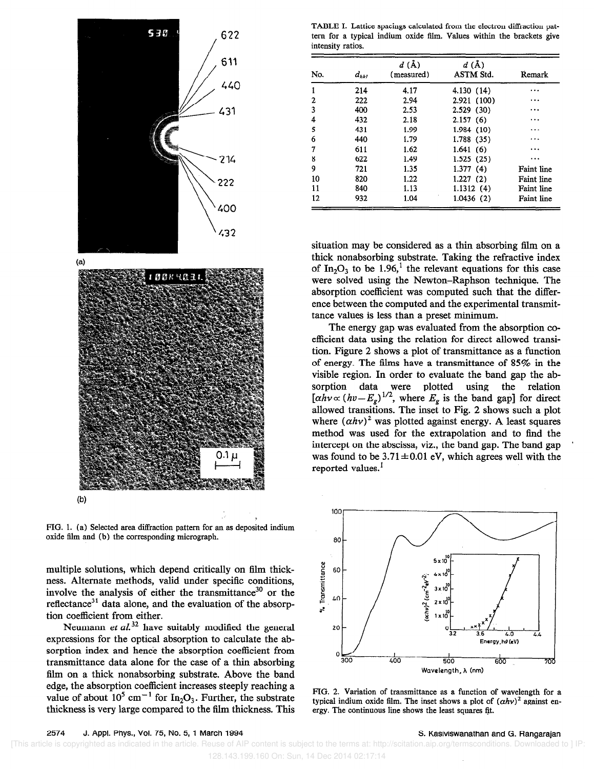FIG. 1. (a) Selected area diffraction pattern for an as deposited indium oxide film and (b) the corresponding micrograph.

TABLE I. Lattice spacings calculated from the electron diffraction pattern for a typical indium oxide film. Values within the brackets give intensity ratios.

| No. | $d_{hkl}$ | $d$ (Å) (measured) | $d$ (Å) ASTM Std. | Remark |
|---|---|---|---|---|
| 1 | 214 | 4.17 | 4.130 (14) | ··· |
| 2 | 222 | 2.94 | 2.921 (100) | ··· |
| 3 | 400 | 2.53 | 2.529 (30) | ··· |
| 4 | 432 | 2.18 | 2.157 (6) | ··· |
| 5 | 431 | 1.99 | 1.984 (10) | ··· |
| 6 | 440 | 1.79 | 1.788 (35) | ··· |
| 7 | 611 | 1.62 | 1.641 (6) | ··· |
| 8 | 622 | 1.49 | 1.525 (25) | ··· |
| 9 | 721 | 1.35 | 1.377 (4) | Faint line |
| 10 | 820 | 1.22 | 1.227 (2) | Faint line |
| 11 | 840 | 1.13 | 1.1312 (4) | Faint line |
| 12 | 932 | 1.04 | 1.0436 (2) | Faint line |

multiple solutions, which depend critically on film thickness. Alternate methods, valid under specific conditions, involve the analysis of either the transmittance[30] or the reflectance[31] data alone, and the evaluation of the absorption coefficient from either.

Neumann *et al.*[32] have suitably modified the general expressions for the optical absorption to calculate the absorption index and hence the absorption coefficient from transmittance data alone for the case of a thin absorbing film on a thick nonabsorbing substrate. Above the band edge, the absorption coefficient increases steeply reaching a value of about $10^5$ cm$^{-1}$ for $In_2O_3$. Further, the substrate thickness is very large compared to the film thickness. This situation may be considered as a thin absorbing film on a thick nonabsorbing substrate. Taking the refractive index of $In_2O_3$ to be 1.96,[1] the relevant equations for this case were solved using the Newton–Raphson technique. The absorption coefficient was computed such that the difference between the computed and the experimental transmittance values is less than a preset minimum.

The energy gap was evaluated from the absorption coefficient data using the relation for direct allowed transition. Figure 2 shows a plot of transmittance as a function of energy. The films have a transmittance of 85% in the visible region. In order to evaluate the band gap the absorption data were plotted using the relation [$\alpha h\nu \propto (h\nu - E_g)^{1/2}$, where $E_g$ is the band gap] for direct allowed transitions. The inset to Fig. 2 shows such a plot where $(\alpha h\nu)^2$ was plotted against energy. A least squares method was used for the extrapolation and to find the intercept on the abscissa, viz., the band gap. The band gap was found to be $3.71 \pm 0.01$ eV, which agrees well with the reported values.[1]

FIG. 2. Variation of transmittance as a function of wavelength for a typical indium oxide film. The inset shows a plot of $(\alpha h\nu)^2$ against energy. The continuous line shows the least squares fit.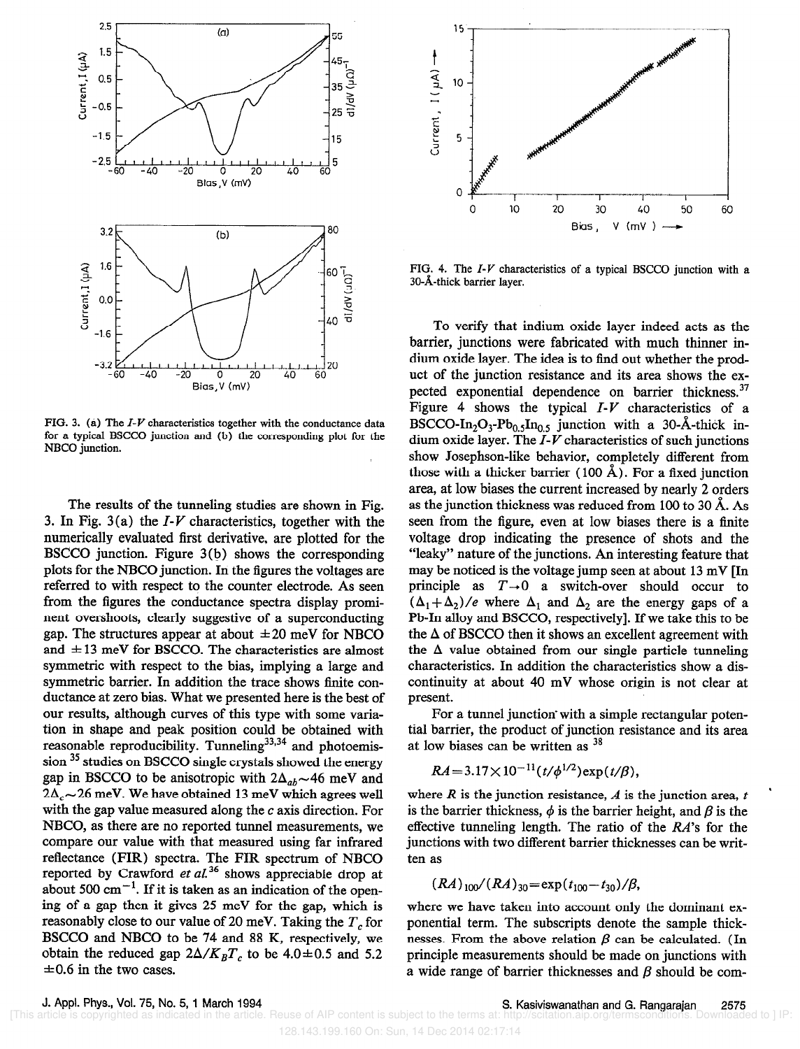FIG. 3. (a) The $I$-$V$ characteristics together with the conductance data for a typical BSCCO junction and (b) the corresponding plot for the NBCO junction.

FIG. 4. The $I$-$V$ characteristics of a typical BSCCO junction with a 30-Å-thick barrier layer.

The results of the tunneling studies are shown in Fig. 3. In Fig. 3(a) the $I$-$V$ characteristics, together with the numerically evaluated first derivative, are plotted for the BSCCO junction. Figure 3(b) shows the corresponding plots for the NBCO junction. In the figures the voltages are referred to with respect to the counter electrode. As seen from the figures the conductance spectra display prominent overshoots, clearly suggestive of a superconducting gap. The structures appear at about ±20 meV for NBCO and ±13 meV for BSCCO. The characteristics are almost symmetric with respect to the bias, implying a large and symmetric barrier. In addition the trace shows finite conductance at zero bias. What we presented here is the best of our results, although curves of this type with some variation in shape and peak position could be obtained with reasonable reproducibility. Tunneling[33,34] and photoemission [35] studies on BSCCO single crystals showed the energy gap in BSCCO to be anisotropic with $2\Delta_{ab}\sim 46$ meV and $2\Delta_c \sim 26$ meV. We have obtained 13 meV which agrees well with the gap value measured along the $c$ axis direction. For NBCO, as there are no reported tunnel measurements, we compare our value with that measured using far infrared reflectance (FIR) spectra. The FIR spectrum of NBCO reported by Crawford *et al.*[36] shows appreciable drop at about 500 cm$^{-1}$. If it is taken as an indication of the opening of a gap then it gives 25 meV for the gap, which is reasonably close to our value of 20 meV. Taking the $T_c$ for BSCCO and NBCO to be 74 and 88 K, respectively, we obtain the reduced gap $2\Delta/K_BT_c$ to be 4.0±0.5 and 5.2 ±0.6 in the two cases.

To verify that indium oxide layer indeed acts as the barrier, junctions were fabricated with much thinner indium oxide layer. The idea is to find out whether the product of the junction resistance and its area shows the expected exponential dependence on barrier thickness.[37] Figure 4 shows the typical $I$-$V$ characteristics of a BSCCO-$In_2O_3$-$Pb_{0.5}In_{0.5}$ junction with a 30-Å-thick indium oxide layer. The $I$-$V$ characteristics of such junctions show Josephson-like behavior, completely different from those with a thicker barrier (100 Å). For a fixed junction area, at low biases the current increased by nearly 2 orders as the junction thickness was reduced from 100 to 30 Å. As seen from the figure, even at low biases there is a finite voltage drop indicating the presence of shots and the "leaky" nature of the junctions. An interesting feature that may be noticed is the voltage jump seen at about 13 mV [In principle as $T\rightarrow 0$ a switch-over should occur to $(\Delta_1+\Delta_2)/e$ where $\Delta_1$ and $\Delta_2$ are the energy gaps of a Pb-In alloy and BSCCO, respectively]. If we take this to be the $\Delta$ of BSCCO then it shows an excellent agreement with the $\Delta$ value obtained from our single particle tunneling characteristics. In addition the characteristics show a discontinuity at about 40 mV whose origin is not clear at present.

For a tunnel junction with a simple rectangular potential barrier, the product of junction resistance and its area at low biases can be written as [38]

$$RA = 3.17\times 10^{-11}(t/\phi^{1/2})\exp(t/\beta),$$

where $R$ is the junction resistance, $A$ is the junction area, $t$ is the barrier thickness, $\phi$ is the barrier height, and $\beta$ is the effective tunneling length. The ratio of the $RA$'s for the junctions with two different barrier thicknesses can be written as

$$(RA)_{100}/(RA)_{30} = \exp(t_{100}-t_{30})/\beta,$$

where we have taken into account only the dominant exponential term. The subscripts denote the sample thicknesses. From the above relation $\beta$ can be calculated. (In principle measurements should be made on junctions with a wide range of barrier thicknesses and $\beta$ should be com-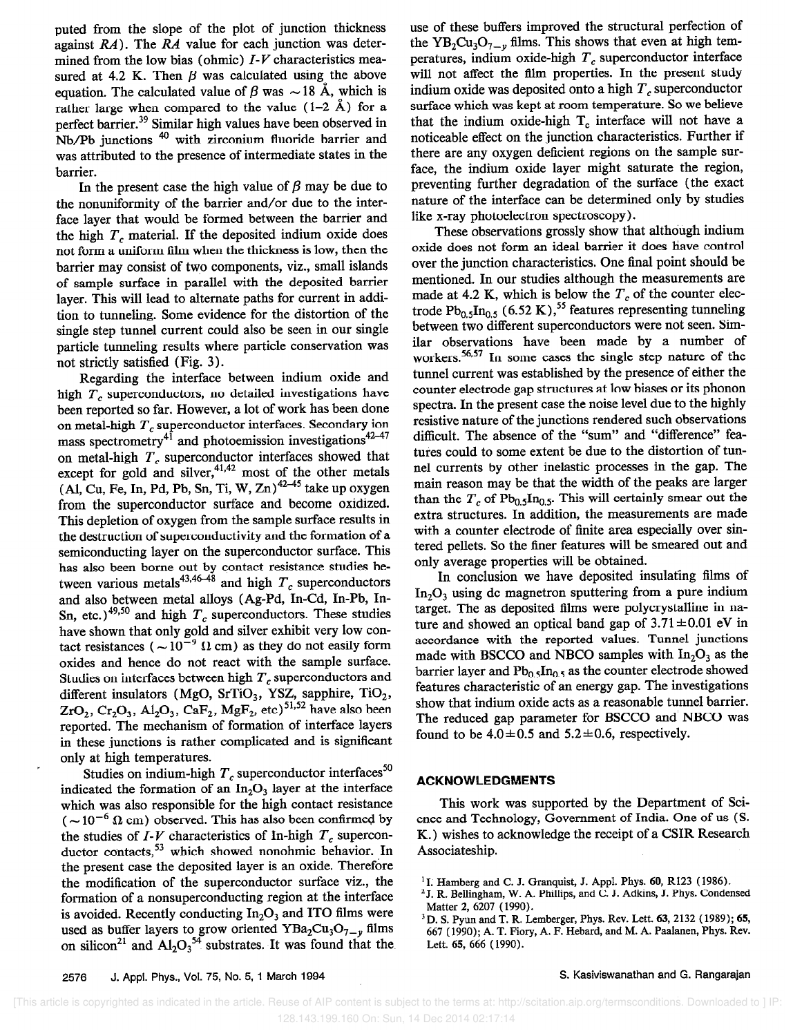puted from the slope of the plot of junction thickness against $RA$). The $RA$ value for each junction was determined from the low bias (ohmic) $I$-$V$ characteristics measured at 4.2 K. Then $\beta$ was calculated using the above equation. The calculated value of $\beta$ was $\sim 18$ Å, which is rather large when compared to the value (1–2 Å) for a perfect barrier.[39] Similar high values have been observed in Nb/Pb junctions [40] with zirconium fluoride barrier and was attributed to the presence of intermediate states in the barrier.

In the present case the high value of $\beta$ may be due to the nonuniformity of the barrier and/or due to the interface layer that would be formed between the barrier and the high $T_c$ material. If the deposited indium oxide does not form a uniform film when the thickness is low, then the barrier may consist of two components, viz., small islands of sample surface in parallel with the deposited barrier layer. This will lead to alternate paths for current in addition to tunneling. Some evidence for the distortion of the single step tunnel current could also be seen in our single particle tunneling results where particle conservation was not strictly satisfied (Fig. 3).

Regarding the interface between indium oxide and high $T_c$ superconductors, no detailed investigations have been reported so far. However, a lot of work has been done on metal-high $T_c$ superconductor interfaces. Secondary ion mass spectrometry[41] and photoemission investigations[42–47] on metal-high $T_c$ superconductor interfaces showed that except for gold and silver,[41,42] most of the other metals (Al, Cu, Fe, In, Pd, Pb, Sn, Ti, W, Zn)[42–45] take up oxygen from the superconductor surface and become oxidized. This depletion of oxygen from the sample surface results in the destruction of superconductivity and the formation of a semiconducting layer on the superconductor surface. This has also been borne out by contact resistance studies between various metals[43,46–48] and high $T_c$ superconductors and also between metal alloys (Ag-Pd, In-Cd, In-Pb, In-Sn, etc.)[49,50] and high $T_c$ superconductors. These studies have shown that only gold and silver exhibit very low contact resistances ($\sim 10^{-9}$ $\Omega$ cm) as they do not easily form oxides and hence do not react with the sample surface. Studies on interfaces between high $T_c$ superconductors and different insulators (MgO, $SrTiO_3$, YSZ, sapphire, $TiO_2$, $ZrO_2$, $Cr_2O_3$, $Al_2O_3$, $CaF_2$, $MgF_2$, etc)[51,52] have also been reported. The mechanism of formation of interface layers in these junctions is rather complicated and is significant only at high temperatures.

Studies on indium-high $T_c$ superconductor interfaces[50] indicated the formation of an $In_2O_3$ layer at the interface which was also responsible for the high contact resistance ($\sim 10^{-6}$ $\Omega$ cm) observed. This has also been confirmed by the studies of $I$-$V$ characteristics of In-high $T_c$ superconductor contacts,[53] which showed nonohmic behavior. In the present case the deposited layer is an oxide. Therefore the modification of the superconductor surface viz., the formation of a nonsuperconducting region at the interface is avoided. Recently conducting $In_2O_3$ and ITO films were used as buffer layers to grow oriented $YBa_2Cu_3O_{7-y}$ films on silicon[21] and $Al_2O_3$[54] substrates. It was found that the use of these buffers improved the structural perfection of the $YB_2Cu_3O_{7-y}$ films. This shows that even at high temperatures, indium oxide-high $T_c$ superconductor interface will not affect the film properties. In the present study indium oxide was deposited onto a high $T_c$ superconductor surface which was kept at room temperature. So we believe that the indium oxide-high $T_c$ interface will not have a noticeable effect on the junction characteristics. Further if there are any oxygen deficient regions on the sample surface, the indium oxide layer might saturate the region, preventing further degradation of the surface (the exact nature of the interface can be determined only by studies like x-ray photoelectron spectroscopy).

These observations grossly show that although indium oxide does not form an ideal barrier it does have control over the junction characteristics. One final point should be mentioned. In our studies although the measurements are made at 4.2 K, which is below the $T_c$ of the counter electrode $Pb_{0.5}In_{0.5}$ (6.52 K),[55] features representing tunneling between two different superconductors were not seen. Similar observations have been made by a number of workers.[56,57] In some cases the single step nature of the tunnel current was established by the presence of either the counter electrode gap structures at low biases or its phonon spectra. In the present case the noise level due to the highly resistive nature of the junctions rendered such observations difficult. The absence of the "sum" and "difference" features could to some extent be due to the distortion of tunnel currents by other inelastic processes in the gap. The main reason may be that the width of the peaks are larger than the $T_c$ of $Pb_{0.5}In_{0.5}$. This will certainly smear out the extra structures. In addition, the measurements are made with a counter electrode of finite area especially over sintered pellets. So the finer features will be smeared out and only average properties will be obtained.

In conclusion we have deposited insulating films of $In_2O_3$ using dc magnetron sputtering from a pure indium target. The as deposited films were polycrystalline in nature and showed an optical band gap of $3.71 \pm 0.01$ eV in accordance with the reported values. Tunnel junctions made with BSCCO and NBCO samples with $In_2O_3$ as the barrier layer and $Pb_{0.5}In_{0.5}$ as the counter electrode showed features characteristic of an energy gap. The investigations show that indium oxide acts as a reasonable tunnel barrier. The reduced gap parameter for BSCCO and NBCO was found to be $4.0 \pm 0.5$ and $5.2 \pm 0.6$, respectively.

## ACKNOWLEDGMENTS

This work was supported by the Department of Science and Technology, Government of India. One of us (S. K.) wishes to acknowledge the receipt of a CSIR Research Associateship.

[1] I. Hamberg and C. J. Granquist, J. Appl. Phys. **60**, R123 (1986).

[2] J. R. Bellingham, W. A. Phillips, and C. J. Adkins, J. Phys. Condensed Matter **2**, 6207 (1990).

[3] D. S. Pyun and T. R. Lemberger, Phys. Rev. Lett. **63**, 2132 (1989); **65**, 667 (1990); A. T. Fiory, A. F. Hebard, and M. A. Paalanen, Phys. Rev. Lett. **65**, 666 (1990).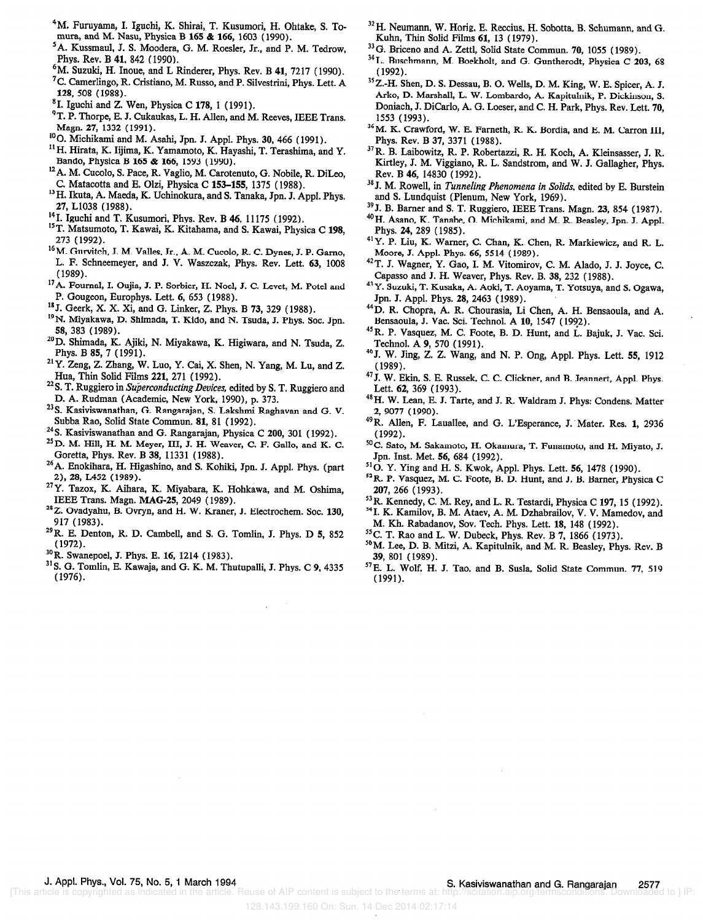[4]M. Furuyama, I. Iguchi, K. Shirai, T. Kusumori, H. Ohtake, S. Tomura, and M. Nasu, Physica B **165 & 166**, 1603 (1990).

[5]A. Kussmaul, J. S. Moodera, G. M. Roesler, Jr., and P. M. Tedrow, Phys. Rev. B **41**, 842 (1990).

[6]M. Suzuki, H. Inoue, and L Rinderer, Phys. Rev. B **41**, 7217 (1990).

[7]C. Camerlingo, R. Cristiano, M. Russo, and P. Silvestrini, Phys. Lett. A **128**, 508 (1988).

[8]I. Iguchi and Z. Wen, Physica C **178**, 1 (1991).

[9]T. P. Thorpe, E. J. Cukaukas, L. H. Allen, and M. Reeves, IEEE Trans. Magn. **27**, 1332 (1991).

[10]O. Michikami and M. Asahi, Jpn. J. Appl. Phys. **30**, 466 (1991).

[11]H. Hirata, K. Iijima, K. Yamamoto, K. Hayashi, T. Terashima, and Y. Bando, Physica B **165 & 166**, 1593 (1990).

[12]A. M. Cucolo, S. Pace, R. Vaglio, M. Carotenuto, G. Nobile, R. DiLeo, C. Matacotta and E. Olzi, Physica C **153–155**, 1375 (1988).

[13]H. Ikuta, A. Maeda, K. Uchinokura, and S. Tanaka, Jpn. J. Appl. Phys. **27**, L1038 (1988).

[14]I. Iguchi and T. Kusumori, Phys. Rev. B **46**, 11175 (1992).

[15]T. Matsumoto, T. Kawai, K. Kitahama, and S. Kawai, Physica C **198**, 273 (1992).

[16]M. Gurvitch, J. M. Valles, Jr., A. M. Cucolo, R. C. Dynes, J. P. Garno, L. F. Schneemeyer, and J. V. Waszczak, Phys. Rev. Lett. **63**, 1008 (1989).

[17]A. Fournal, I. Oujia, J. P. Sorbier, H. Noel, J. C. Levet, M. Potel and P. Gougeon, Europhys. Lett. **6**, 653 (1988).

[18]J. Geerk, X. X. Xi, and G. Linker, Z. Phys. B **73**, 329 (1988).

[19]N. Miyakawa, D. Shimada, T. Kido, and N. Tsuda, J. Phys. Soc. Jpn. **58**, 383 (1989).

[20]D. Shimada, K. Ajiki, N. Miyakawa, K. Higiwara, and N. Tsuda, Z. Phys. B **85**, 7 (1991).

[21]Y. Zeng, Z. Zhang, W. Luo, Y. Cai, X. Shen, N. Yang, M. Lu, and Z. Hua, Thin Solid Films **221**, 271 (1992).

[22]S. T. Ruggiero in *Superconducting Devices*, edited by S. T. Ruggiero and D. A. Rudman (Academic, New York, 1990), p. 373.

[23]S. Kasiviswanathan, G. Rangarajan, S. Lakshmi Raghavan and G. V. Subba Rao, Solid State Commun. **81**, 81 (1992).

[24]S. Kasiviswanathan and G. Rangarajan, Physica C **200**, 301 (1992).

[25]D. M. Hill, H. M. Meyer, III, J. H. Weaver, C. F. Gallo, and K. C. Goretta, Phys. Rev. B **38**, 11331 (1988).

[26]A. Enokihara, H. Higashino, and S. Kohiki, Jpn. J. Appl. Phys. (part 2), **28**, L452 (1989).

[27]Y. Tazox, K. Aihara, K. Miyabara, K. Hohkawa, and M. Oshima, IEEE Trans. Magn. **MAG-25**, 2049 (1989).

[28]Z. Ovadyahu, B. Ovryn, and H. W. Kraner, J. Electrochem. Soc. **130**, 917 (1983).

[29]R. E. Denton, R. D. Cambell, and S. G. Tomlin, J. Phys. D **5**, 852 (1972).

[30]R. Swanepoel, J. Phys. E. **16**, 1214 (1983).

[31]S. G. Tomlin, E. Kawaja, and G. K. M. Thutupalli, J. Phys. C **9**, 4335 (1976).

[32]H. Neumann, W. Horig, E. Reccius, H. Sobotta, B. Schumann, and G. Kuhn, Thin Solid Films **61**, 13 (1979).

[33]G. Briceno and A. Zettl, Solid State Commun. **70**, 1055 (1989).

[34]L. Buschmann, M. Boekholt, and G. Guntherodt, Physica C **203**, 68 (1992).

[35]Z.-H. Shen, D. S. Dessau, B. O. Wells, D. M. King, W. E. Spicer, A. J. Arko, D. Marshall, L. W. Lombardo, A. Kapitulnik, P. Dickinson, S. Doniach, J. DiCarlo, A. G. Loeser, and C. H. Park, Phys. Rev. Lett. **70**, 1553 (1993).

[36]M. K. Crawford, W. E. Farneth, R. K. Bordia, and E. M. Carron III, Phys. Rev. B **37**, 3371 (1988).

[37]R. B. Laibowitz, R. P. Robertazzi, R. H. Koch, A. Kleinsasser, J. R. Kirtley, J. M. Viggiano, R. L. Sandstrom, and W. J. Gallagher, Phys. Rev. B **46**, 14830 (1992).

[38]J. M. Rowell, in *Tunneling Phenomena in Solids*, edited by E. Burstein and S. Lundquist (Plenum, New York, 1969).

[39]J. B. Barner and S. T. Ruggiero, IEEE Trans. Magn. **23**, 854 (1987).

[40]H. Asano, K. Tanabe, O. Michikami, and M. R. Beasley, Jpn. J. Appl. Phys. **24**, 289 (1985).

[41]Y. P. Liu, K. Warner, C. Chan, K. Chen, R. Markiewicz, and R. L. Moore, J. Appl. Phys. **66**, 5514 (1989).

[42]T. J. Wagner, Y. Gao, I. M. Vitomirov, C. M. Alado, J. J. Joyce, C. Capasso and J. H. Weaver, Phys. Rev. B. **38**, 232 (1988).

[43]Y. Suzuki, T. Kusaka, A. Aoki, T. Aoyama, T. Yotsuya, and S. Ogawa, Jpn. J. Appl. Phys. **28**, 2463 (1989).

[44]D. R. Chopra, A. R. Chourasia, Li Chen, A. H. Bensaoula, and A. Bensaoula, J. Vac. Sci. Technol. A **10**, 1547 (1992).

[45]R. P. Vasquez, M. C. Foote, B. D. Hunt, and L. Bajuk, J. Vac. Sci. Technol. A **9**, 570 (1991).

[46]J. W. Jing, Z. Z. Wang, and N. P. Ong, Appl. Phys. Lett. **55**, 1912 (1989).

[47]J. W. Ekin, S. E. Russek, C. C. Clickner, and B. Jeannert, Appl. Phys. Lett. **62**, 369 (1993).

[48]H. W. Lean, E. J. Tarte, and J. R. Waldram J. Phys: Condens. Matter **2**, 9077 (1990).

[49]R. Allen, F. Lauallee, and G. L'Esperance, J. Mater. Res. **1**, 2936 (1992).

[50]C. Sato, M. Sakamoto, H. Okamura, T. Funamoto, and H. Miyato, J. Jpn. Inst. Met. **56**, 684 (1992).

[51]O. Y. Ying and H. S. Kwok, Appl. Phys. Lett. **56**, 1478 (1990).

[52]R. P. Vasquez, M. C. Foote, B. D. Hunt, and J. B. Barner, Physica C **207**, 266 (1993).

[53]R. Kennedy, C. M. Rey, and L. R. Testardi, Physica C **197**, 15 (1992).

[54]I. K. Kamilov, B. M. Ataev, A. M. Dzhabrailov, V. V. Mamedov, and M. Kh. Rabadanov, Sov. Tech. Phys. Lett. **18**, 148 (1992).

[55]C. T. Rao and L. W. Dubeck, Phys. Rev. B **7**, 1866 (1973).

[56]M. Lee, D. B. Mitzi, A. Kapitulnik, and M. R. Beasley, Phys. Rev. B **39**, 801 (1989).

[57]E. L. Wolf, H. J. Tao, and B. Susla, Solid State Commun. **77**, 519 (1991).